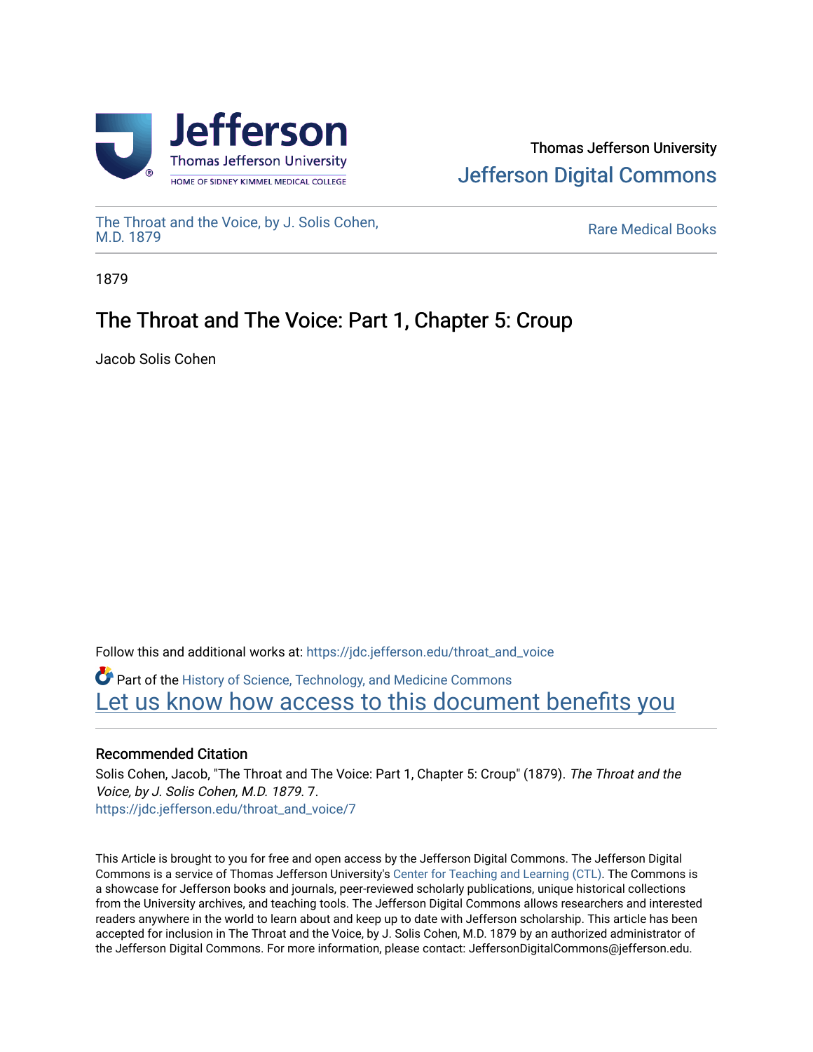Thomas Jefferson University
Jefferson Digital Commons

The Throat and the Voice, by J. Solis Cohen, M.D. 1879

Rare Medical Books

1879

# The Throat and The Voice: Part 1, Chapter 5: Croup

Jacob Solis Cohen

Follow this and additional works at: https://jdc.jefferson.edu/throat_and_voice

Part of the History of Science, Technology, and Medicine Commons

Let us know how access to this document benefits you

## Recommended Citation

Solis Cohen, Jacob, "The Throat and The Voice: Part 1, Chapter 5: Croup" (1879). *The Throat and the Voice, by J. Solis Cohen, M.D. 1879*. 7.
https://jdc.jefferson.edu/throat_and_voice/7

This Article is brought to you for free and open access by the Jefferson Digital Commons. The Jefferson Digital Commons is a service of Thomas Jefferson University's Center for Teaching and Learning (CTL). The Commons is a showcase for Jefferson books and journals, peer-reviewed scholarly publications, unique historical collections from the University archives, and teaching tools. The Jefferson Digital Commons allows researchers and interested readers anywhere in the world to learn about and keep up to date with Jefferson scholarship. This article has been accepted for inclusion in The Throat and the Voice, by J. Solis Cohen, M.D. 1879 by an authorized administrator of the Jefferson Digital Commons. For more information, please contact: JeffersonDigitalCommons@jefferson.edu.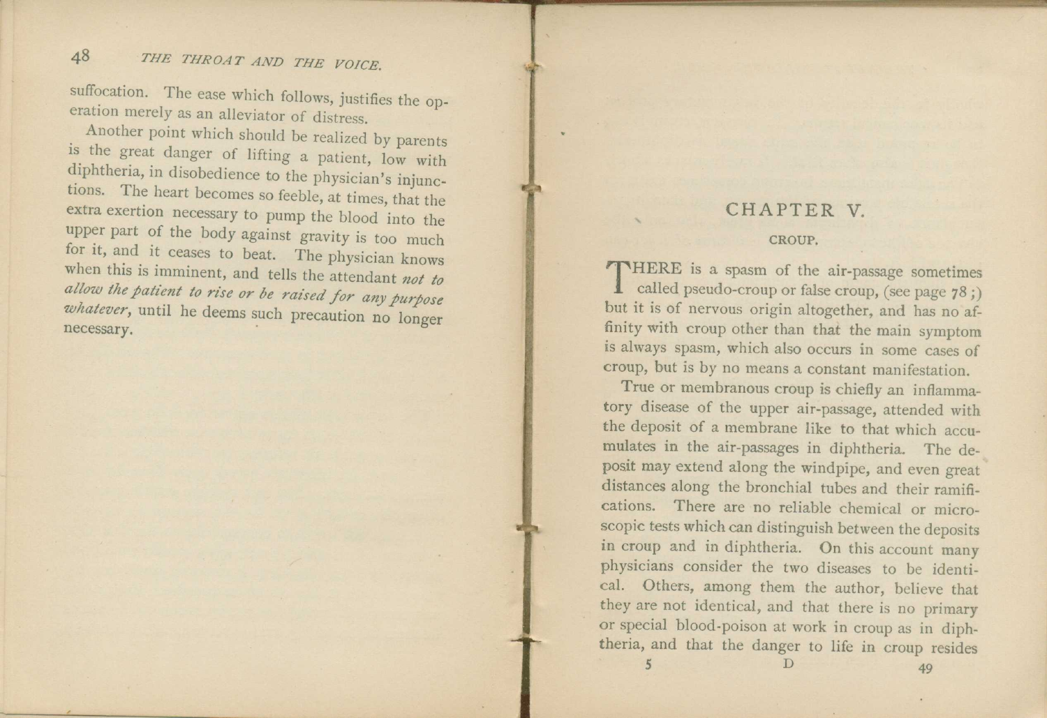suffocation. The ease which follows, justifies the operation merely as an alleviator of distress.

Another point which should be realized by parents is the great danger of lifting a patient, low with diphtheria, in disobedience to the physician's injunctions. The heart becomes so feeble, at times, that the extra exertion necessary to pump the blood into the upper part of the body against gravity is too much for it, and it ceases to beat. The physician knows when this is imminent, and tells the attendant *not to allow the patient to rise or be raised for any purpose whatever*, until he deems such precaution no longer necessary.

# CHAPTER V.

## CROUP.

THERE is a spasm of the air-passage sometimes called pseudo-croup or false croup, (see page 78;) but it is of nervous origin altogether, and has no affinity with croup other than that the main symptom is always spasm, which also occurs in some cases of croup, but is by no means a constant manifestation.

True or membranous croup is chiefly an inflammatory disease of the upper air-passage, attended with the deposit of a membrane like to that which accumulates in the air-passages in diphtheria. The deposit may extend along the windpipe, and even great distances along the bronchial tubes and their ramifications. There are no reliable chemical or microscopic tests which can distinguish between the deposits in croup and in diphtheria. On this account many physicians consider the two diseases to be identical. Others, among them the author, believe that they are not identical, and that there is no primary or special blood-poison at work in croup as in diphtheria, and that the danger to life in croup resides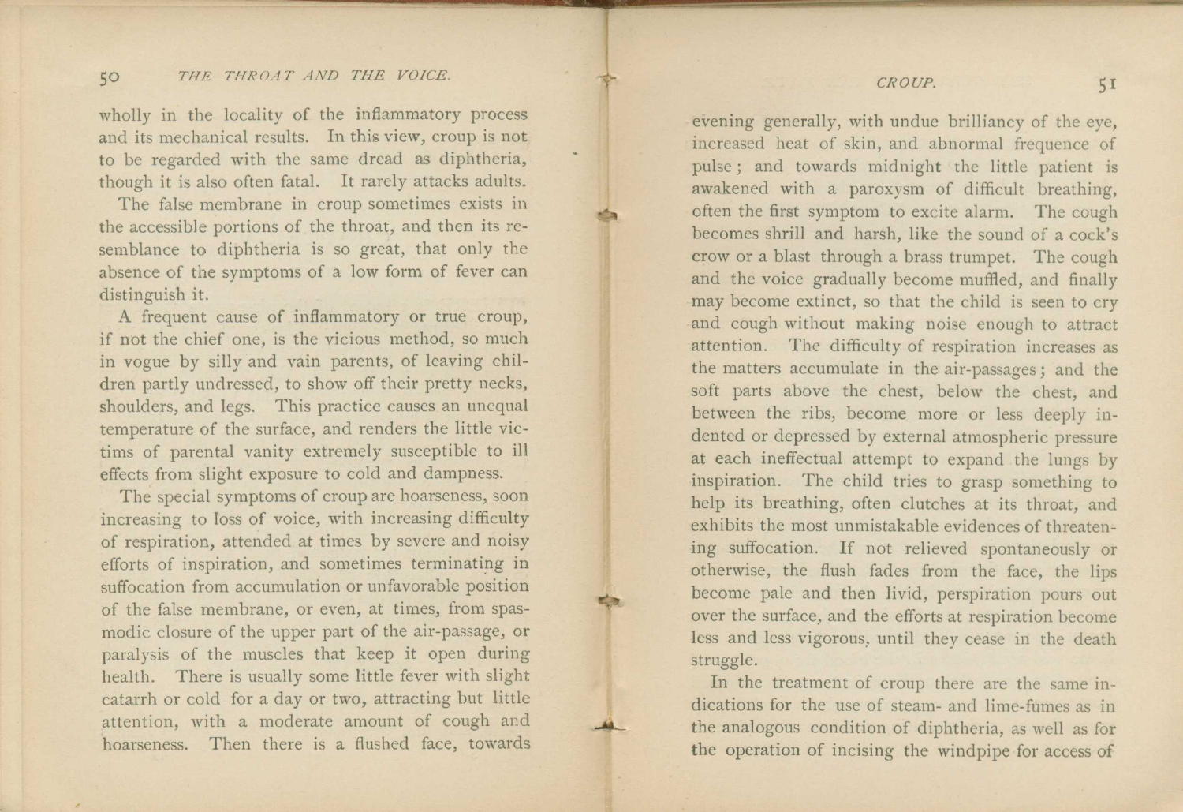wholly in the locality of the inflammatory process and its mechanical results. In this view, croup is not to be regarded with the same dread as diphtheria, though it is also often fatal. It rarely attacks adults.

The false membrane in croup sometimes exists in the accessible portions of the throat, and then its resemblance to diphtheria is so great, that only the absence of the symptoms of a low form of fever can distinguish it.

A frequent cause of inflammatory or true croup, if not the chief one, is the vicious method, so much in vogue by silly and vain parents, of leaving children partly undressed, to show off their pretty necks, shoulders, and legs. This practice causes an unequal temperature of the surface, and renders the little victims of parental vanity extremely susceptible to ill effects from slight exposure to cold and dampness.

The special symptoms of croup are hoarseness, soon increasing to loss of voice, with increasing difficulty of respiration, attended at times by severe and noisy efforts of inspiration, and sometimes terminating in suffocation from accumulation or unfavorable position of the false membrane, or even, at times, from spasmodic closure of the upper part of the air-passage, or paralysis of the muscles that keep it open during health. There is usually some little fever with slight catarrh or cold for a day or two, attracting but little attention, with a moderate amount of cough and hoarseness. Then there is a flushed face, towards evening generally, with undue brilliancy of the eye, increased heat of skin, and abnormal frequence of pulse; and towards midnight the little patient is awakened with a paroxysm of difficult breathing, often the first symptom to excite alarm. The cough becomes shrill and harsh, like the sound of a cock's crow or a blast through a brass trumpet. The cough and the voice gradually become muffled, and finally may become extinct, so that the child is seen to cry and cough without making noise enough to attract attention. The difficulty of respiration increases as the matters accumulate in the air-passages; and the soft parts above the chest, below the chest, and between the ribs, become more or less deeply indented or depressed by external atmospheric pressure at each ineffectual attempt to expand the lungs by inspiration. The child tries to grasp something to help its breathing, often clutches at its throat, and exhibits the most unmistakable evidences of threatening suffocation. If not relieved spontaneously or otherwise, the flush fades from the face, the lips become pale and then livid, perspiration pours out over the surface, and the efforts at respiration become less and less vigorous, until they cease in the death struggle.

In the treatment of croup there are the same indications for the use of steam- and lime-fumes as in the analogous condition of diphtheria, as well as for the operation of incising the windpipe for access of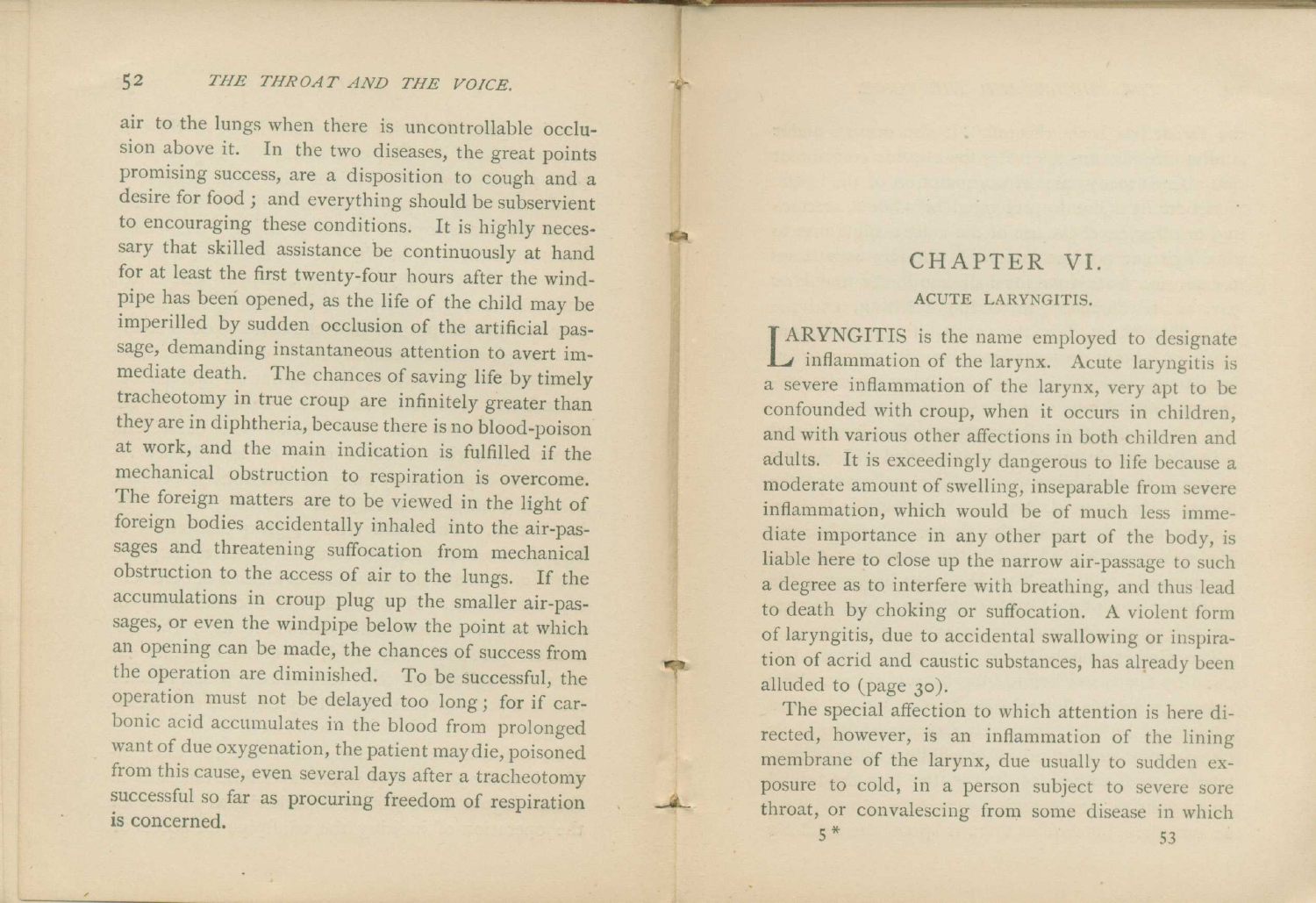air to the lungs when there is uncontrollable occlusion above it. In the two diseases, the great points promising success, are a disposition to cough and a desire for food; and everything should be subservient to encouraging these conditions. It is highly necessary that skilled assistance be continuously at hand for at least the first twenty-four hours after the windpipe has been opened, as the life of the child may be imperilled by sudden occlusion of the artificial passage, demanding instantaneous attention to avert immediate death. The chances of saving life by timely tracheotomy in true croup are infinitely greater than they are in diphtheria, because there is no blood-poison at work, and the main indication is fulfilled if the mechanical obstruction to respiration is overcome. The foreign matters are to be viewed in the light of foreign bodies accidentally inhaled into the air-passages and threatening suffocation from mechanical obstruction to the access of air to the lungs. If the accumulations in croup plug up the smaller air-passages, or even the windpipe below the point at which an opening can be made, the chances of success from the operation are diminished. To be successful, the operation must not be delayed too long; for if carbonic acid accumulates in the blood from prolonged want of due oxygenation, the patient may die, poisoned from this cause, even several days after a tracheotomy successful so far as procuring freedom of respiration is concerned.

## CHAPTER VI.

### ACUTE LARYNGITIS.

LARYNGITIS is the name employed to designate inflammation of the larynx. Acute laryngitis is a severe inflammation of the larynx, very apt to be confounded with croup, when it occurs in children, and with various other affections in both children and adults. It is exceedingly dangerous to life because a moderate amount of swelling, inseparable from severe inflammation, which would be of much less immediate importance in any other part of the body, is liable here to close up the narrow air-passage to such a degree as to interfere with breathing, and thus lead to death by choking or suffocation. A violent form of laryngitis, due to accidental swallowing or inspiration of acrid and caustic substances, has already been alluded to (page 30).

The special affection to which attention is here directed, however, is an inflammation of the lining membrane of the larynx, due usually to sudden exposure to cold, in a person subject to severe sore throat, or convalescing from some disease in which